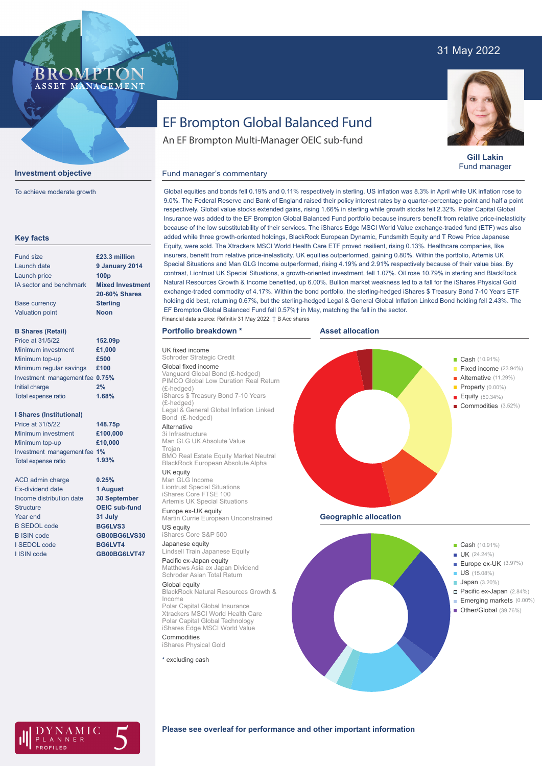31 May 2022

# EF Brompton Global Balanced Fund

An EF Brompton Multi-Manager OEIC sub-fund

**Gill Lakin**
Fund manager

## Investment objective

To achieve moderate growth

## Key facts

| | |
|---|---|
| Fund size | £23.3 million |
| Launch date | 9 January 2014 |
| Launch price | 100p |
| IA sector and benchmark | Mixed Investment 20-60% Shares |
| Base currency | Sterling |
| Valuation point | Noon |

### B Shares (Retail)

| | |
|---|---|
| Price at 31/5/22 | 152.09p |
| Minimum investment | £1,000 |
| Minimum top-up | £500 |
| Minimum regular savings | £100 |
| Investment management fee | 0.75% |
| Initial charge | 2% |
| Total expense ratio | 1.68% |

### I Shares (Institutional)

| | |
|---|---|
| Price at 31/5/22 | 148.75p |
| Minimum investment | £100,000 |
| Minimum top-up | £10,000 |
| Investment management fee | 1% |
| Total expense ratio | 1.93% |

| | |
|---|---|
| ACD admin charge | 0.25% |
| Ex-dividend date | 1 August |
| Income distribution date | 30 September |
| Structure | OEIC sub-fund |
| Year end | 31 July |
| B SEDOL code | BG6LVS3 |
| B ISIN code | GB00BG6LVS30 |
| I SEDOL code | BG6LVT4 |
| I ISIN code | GB00BG6LVT47 |

## Fund manager's commentary

Global equities and bonds fell 0.19% and 0.11% respectively in sterling. US inflation was 8.3% in April while UK inflation rose to 9.0%. The Federal Reserve and Bank of England raised their policy interest rates by a quarter-percentage point and half a point respectively. Global value stocks extended gains, rising 1.66% in sterling while growth stocks fell 2.32%. Polar Capital Global Insurance was added to the EF Brompton Global Balanced Fund portfolio because insurers benefit from relative price-inelasticity because of the low substitutability of their services. The iShares Edge MSCI World Value exchange-traded fund (ETF) was also added while three growth-oriented holdings, BlackRock European Dynamic, Fundsmith Equity and T Rowe Price Japanese Equity, were sold. The Xtrackers MSCI World Health Care ETF proved resilient, rising 0.13%. Healthcare companies, like insurers, benefit from relative price-inelasticity. UK equities outperformed, gaining 0.80%. Within the portfolio, Artemis UK Special Situations and Man GLG Income outperformed, rising 4.19% and 2.91% respectively because of their value bias. By contrast, Liontrust UK Special Situations, a growth-oriented investment, fell 1.07%. Oil rose 10.79% in sterling and BlackRock Natural Resources Growth & Income benefited, up 6.00%. Bullion market weakness led to a fall for the iShares Physical Gold exchange-traded commodity of 4.17%. Within the bond portfolio, the sterling-hedged iShares $ Treasury Bond 7-10 Years ETF holding did best, returning 0.67%, but the sterling-hedged Legal & General Global Inflation Linked Bond holding fell 2.43%. The EF Brompton Global Balanced Fund fell 0.57%† in May, matching the fall in the sector.

Financial data source: Refinitiv 31 May 2022. † B Acc shares

## Portfolio breakdown *

**UK fixed income**
- Schroder Strategic Credit

**Global fixed income**
- Vanguard Global Bond (£-hedged)
- PIMCO Global Low Duration Real Return (£-hedged)
- iShares $ Treasury Bond 7-10 Years (£-hedged)
- Legal & General Global Inflation Linked Bond (£-hedged)

**Alternative**
- 3i Infrastructure
- Man GLG UK Absolute Value
- Trojan
- BMO Real Estate Equity Market Neutral
- BlackRock European Absolute Alpha

**UK equity**
- Man GLG Income
- Liontrust Special Situations
- iShares Core FTSE 100
- Artemis UK Special Situations

**Europe ex-UK equity**
- Martin Currie European Unconstrained

**US equity**
- iShares Core S&P 500

**Japanese equity**
- Lindsell Train Japanese Equity

**Pacific ex-Japan equity**
- Matthews Asia ex Japan Dividend
- Schroder Asian Total Return

**Global equity**
- BlackRock Natural Resources Growth & Income
- Polar Capital Global Insurance
- Xtrackers MSCI World Health Care
- Polar Capital Global Technology
- iShares Edge MSCI World Value

**Commodities**
- iShares Physical Gold

\* excluding cash

## Asset allocation

- Cash (10.91%)
- Fixed income (23.94%)
- Alternative (11.29%)
- Property (0.00%)
- Equity (50.34%)
- Commodities (3.52%)

## Geographic allocation

- Cash (10.91%)
- UK (24.24%)
- Europe ex-UK (3.97%)
- US (15.08%)
- Japan (3.20%)
- Pacific ex-Japan (2.84%)
- Emerging markets (0.00%)
- Other/Global (39.76%)

DYNAMIC PLANNER PROFILED 5

**Please see overleaf for performance and other important information**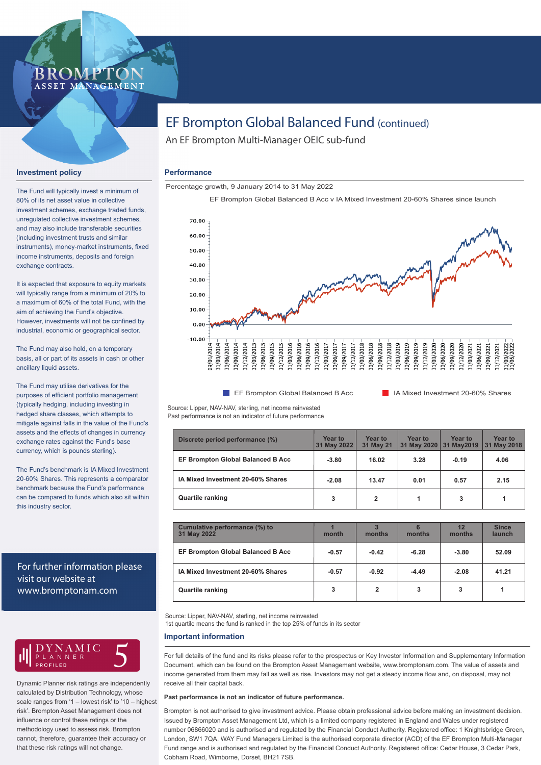# EF Brompton Global Balanced Fund (continued)

An EF Brompton Multi-Manager OEIC sub-fund

## Investment policy

The Fund will typically invest a minimum of 80% of its net asset value in collective investment schemes, exchange traded funds, unregulated collective investment schemes, and may also include transferable securities (including investment trusts and similar instruments), money-market instruments, fixed income instruments, deposits and foreign exchange contracts.

It is expected that exposure to equity markets will typically range from a minimum of 20% to a maximum of 60% of the total Fund, with the aim of achieving the Fund's objective. However, investments will not be confined by industrial, economic or geographical sector.

The Fund may also hold, on a temporary basis, all or part of its assets in cash or other ancillary liquid assets.

The Fund may utilise derivatives for the purposes of efficient portfolio management (typically hedging, including investing in hedged share classes, which attempts to mitigate against falls in the value of the Fund's assets and the effects of changes in currency exchange rates against the Fund's base currency, which is pounds sterling).

The Fund's benchmark is IA Mixed Investment 20-60% Shares. This represents a comparator benchmark because the Fund's performance can be compared to funds which also sit within this industry sector.

For further information please visit our website at www.bromptonam.com

Dynamic Planner Profiled 5

Dynamic Planner risk ratings are independently calculated by Distribution Technology, whose scale ranges from '1 – lowest risk' to '10 – highest risk'. Brompton Asset Management does not influence or control these ratings or the methodology used to assess risk. Brompton cannot, therefore, guarantee their accuracy or that these risk ratings will not change.

## Performance

Percentage growth, 9 January 2014 to 31 May 2022

EF Brompton Global Balanced B Acc v IA Mixed Investment 20-60% Shares since launch

70.00
60.00
50.00
40.00
30.00
20.00
10.00
0.00
-10.00

09/01/2014 31/03/2014 30/06/2014 30/09/2014 31/12/2014 31/03/2015 30/06/2015 30/09/2015 31/12/2015 31/03/2016 30/06/2016 30/09/2016 31/12/2016 31/03/2017 30/06/2017 30/09/2017 31/12/2017 31/03/2018 30/06/2018 30/09/2018 31/12/2018 31/03/2019 30/06/2019 30/09/2019 31/12/2019 31/03/2020 30/06/2020 30/09/2020 31/12/2020 31/03/2021 30/06/2021 30/09/2021 31/12/2021 31/03/2022 31/05/2022

EF Brompton Global Balanced B Acc — IA Mixed Investment 20-60% Shares

Source: Lipper, NAV-NAV, sterling, net income reinvested
Past performance is not an indicator of future performance

| Discrete period performance (%) | Year to 31 May 2022 | Year to 31 May 21 | Year to 31 May 2020 | Year to 31 May2019 | Year to 31 May 2018 |
|---|---|---|---|---|---|
| EF Brompton Global Balanced B Acc | -3.80 | 16.02 | 3.28 | -0.19 | 4.06 |
| IA Mixed Investment 20-60% Shares | -2.08 | 13.47 | 0.01 | 0.57 | 2.15 |
| Quartile ranking | 3 | 2 | 1 | 3 | 1 |

| Cumulative performance (%) to 31 May 2022 | 1 month | 3 months | 6 months | 12 months | Since launch |
|---|---|---|---|---|---|
| EF Brompton Global Balanced B Acc | -0.57 | -0.42 | -6.28 | -3.80 | 52.09 |
| IA Mixed Investment 20-60% Shares | -0.57 | -0.92 | -4.49 | -2.08 | 41.21 |
| Quartile ranking | 3 | 2 | 3 | 3 | 1 |

Source: Lipper, NAV-NAV, sterling, net income reinvested
1st quartile means the fund is ranked in the top 25% of funds in its sector

## Important information

For full details of the fund and its risks please refer to the prospectus or Key Investor Information and Supplementary Information Document, which can be found on the Brompton Asset Management website, www.bromptonam.com. The value of assets and income generated from them may fall as well as rise. Investors may not get a steady income flow and, on disposal, may not receive all their capital back.

**Past performance is not an indicator of future performance.**

Brompton is not authorised to give investment advice. Please obtain professional advice before making an investment decision. Issued by Brompton Asset Management Ltd, which is a limited company registered in England and Wales under registered number 06866020 and is authorised and regulated by the Financial Conduct Authority. Registered office: 1 Knightsbridge Green, London, SW1 7QA. WAY Fund Managers Limited is the authorised corporate director (ACD) of the EF Brompton Multi-Manager Fund range and is authorised and regulated by the Financial Conduct Authority. Registered office: Cedar House, 3 Cedar Park, Cobham Road, Wimborne, Dorset, BH21 7SB.